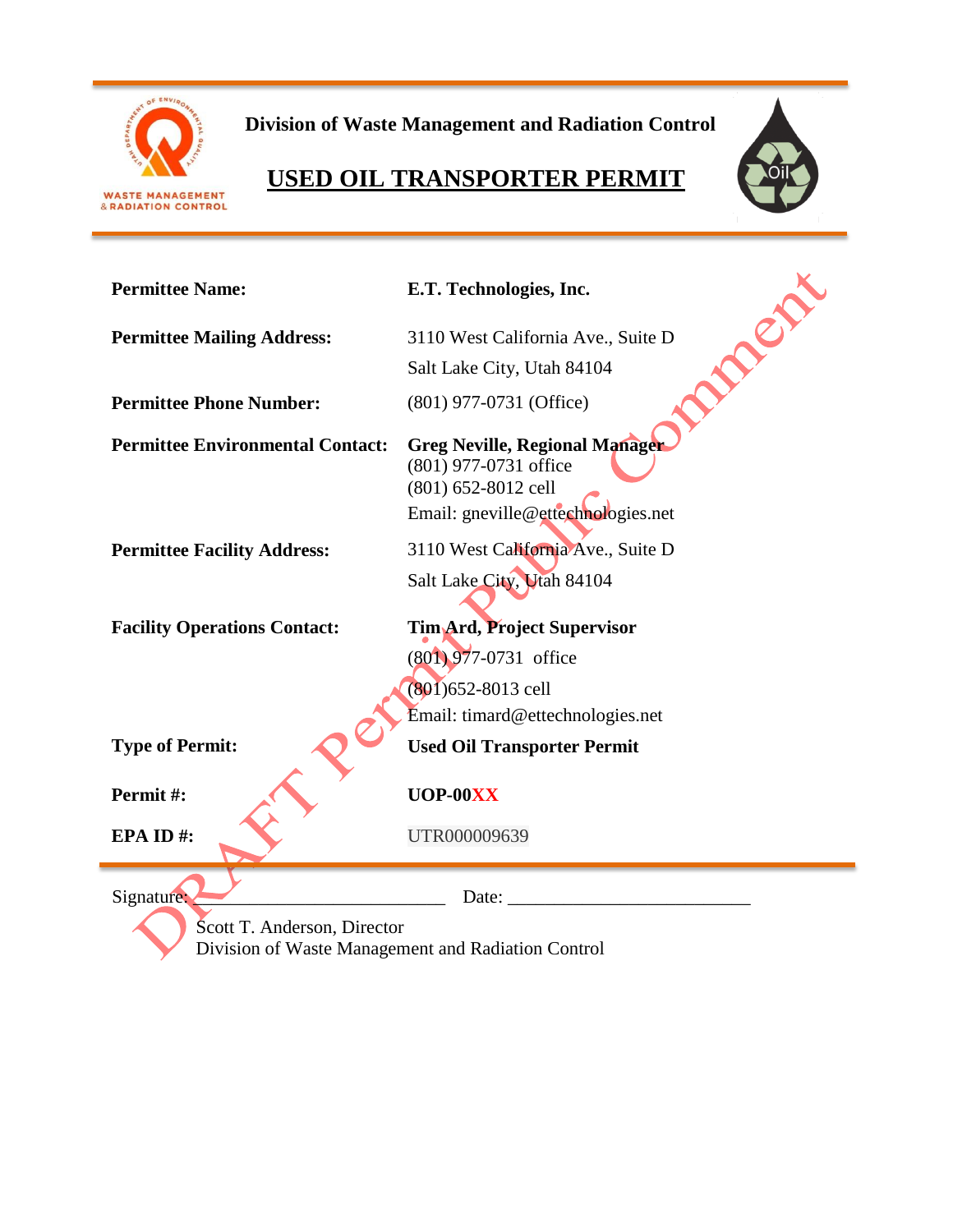**Division of Waste Management and Radiation Control**

# USED OIL TRANSPORTER PERMIT

DRAFT Permit Public Comment

| | |
|---|---|
| **Permittee Name:** | **E.T. Technologies, Inc.** |
| **Permittee Mailing Address:** | 3110 West California Ave., Suite D<br>Salt Lake City, Utah 84104 |
| **Permittee Phone Number:** | (801) 977-0731 (Office) |
| **Permittee Environmental Contact:** | **Greg Neville, Regional Manager**<br>(801) 977-0731 office<br>(801) 652-8012 cell<br>Email: gneville@ettechnologies.net |
| **Permittee Facility Address:** | 3110 West California Ave., Suite D<br>Salt Lake City, Utah 84104 |
| **Facility Operations Contact:** | **Tim Ard, Project Supervisor**<br>(801) 977-0731 office<br>(801)652-8013 cell<br>Email: timard@ettechnologies.net |
| **Type of Permit:** | **Used Oil Transporter Permit** |
| **Permit #:** | **UOP-00XX** |
| **EPA ID #:** | UTR000009639 |

Signature: ___________________________ Date: ___________________________

Scott T. Anderson, Director
Division of Waste Management and Radiation Control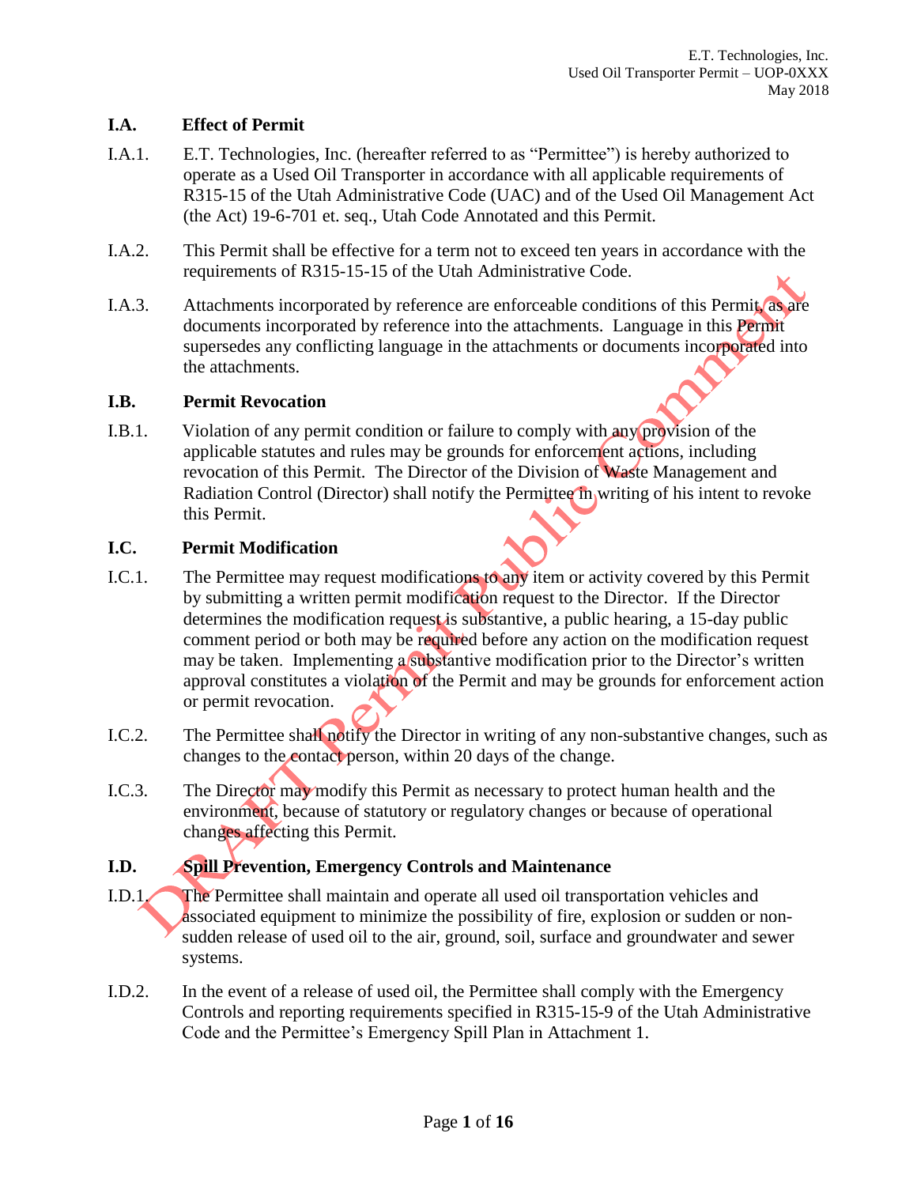### I.A. Effect of Permit

I.A.1. E.T. Technologies, Inc. (hereafter referred to as "Permittee") is hereby authorized to operate as a Used Oil Transporter in accordance with all applicable requirements of R315-15 of the Utah Administrative Code (UAC) and of the Used Oil Management Act (the Act) 19-6-701 et. seq., Utah Code Annotated and this Permit.

I.A.2. This Permit shall be effective for a term not to exceed ten years in accordance with the requirements of R315-15-15 of the Utah Administrative Code.

I.A.3. Attachments incorporated by reference are enforceable conditions of this Permit, as are documents incorporated by reference into the attachments. Language in this Permit supersedes any conflicting language in the attachments or documents incorporated into the attachments.

### I.B. Permit Revocation

I.B.1. Violation of any permit condition or failure to comply with any provision of the applicable statutes and rules may be grounds for enforcement actions, including revocation of this Permit. The Director of the Division of Waste Management and Radiation Control (Director) shall notify the Permittee in writing of his intent to revoke this Permit.

### I.C. Permit Modification

I.C.1. The Permittee may request modifications to any item or activity covered by this Permit by submitting a written permit modification request to the Director. If the Director determines the modification request is substantive, a public hearing, a 15-day public comment period or both may be required before any action on the modification request may be taken. Implementing a substantive modification prior to the Director's written approval constitutes a violation of the Permit and may be grounds for enforcement action or permit revocation.

I.C.2. The Permittee shall notify the Director in writing of any non-substantive changes, such as changes to the contact person, within 20 days of the change.

I.C.3. The Director may modify this Permit as necessary to protect human health and the environment, because of statutory or regulatory changes or because of operational changes affecting this Permit.

### I.D. Spill Prevention, Emergency Controls and Maintenance

I.D.1. The Permittee shall maintain and operate all used oil transportation vehicles and associated equipment to minimize the possibility of fire, explosion or sudden or non-sudden release of used oil to the air, ground, soil, surface and groundwater and sewer systems.

I.D.2. In the event of a release of used oil, the Permittee shall comply with the Emergency Controls and reporting requirements specified in R315-15-9 of the Utah Administrative Code and the Permittee's Emergency Spill Plan in Attachment 1.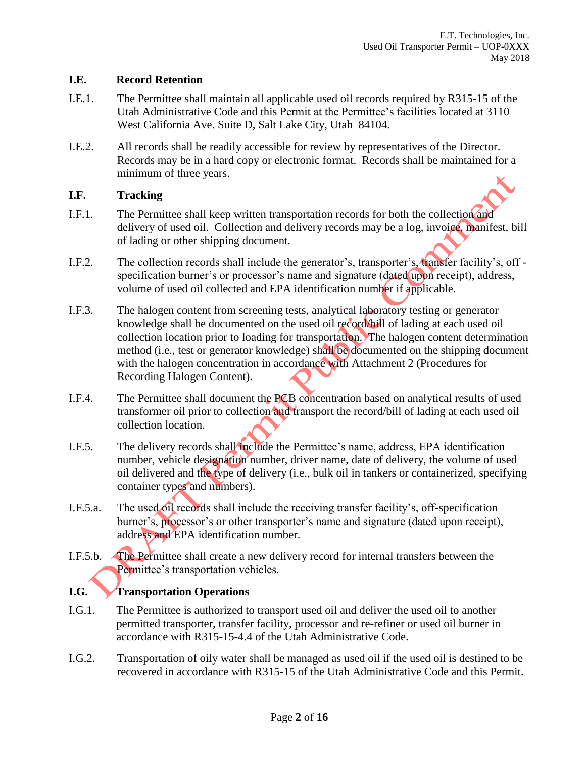### I.E. Record Retention

I.E.1. The Permittee shall maintain all applicable used oil records required by R315-15 of the Utah Administrative Code and this Permit at the Permittee's facilities located at 3110 West California Ave. Suite D, Salt Lake City, Utah 84104.

I.E.2. All records shall be readily accessible for review by representatives of the Director. Records may be in a hard copy or electronic format. Records shall be maintained for a minimum of three years.

### I.F. Tracking

I.F.1. The Permittee shall keep written transportation records for both the collection and delivery of used oil. Collection and delivery records may be a log, invoice, manifest, bill of lading or other shipping document.

I.F.2. The collection records shall include the generator's, transporter's, transfer facility's, off - specification burner's or processor's name and signature (dated upon receipt), address, volume of used oil collected and EPA identification number if applicable.

I.F.3. The halogen content from screening tests, analytical laboratory testing or generator knowledge shall be documented on the used oil record/bill of lading at each used oil collection location prior to loading for transportation. The halogen content determination method (i.e., test or generator knowledge) shall be documented on the shipping document with the halogen concentration in accordance with Attachment 2 (Procedures for Recording Halogen Content).

I.F.4. The Permittee shall document the PCB concentration based on analytical results of used transformer oil prior to collection and transport the record/bill of lading at each used oil collection location.

I.F.5. The delivery records shall include the Permittee's name, address, EPA identification number, vehicle designation number, driver name, date of delivery, the volume of used oil delivered and the type of delivery (i.e., bulk oil in tankers or containerized, specifying container types and numbers).

I.F.5.a. The used oil records shall include the receiving transfer facility's, off-specification burner's, processor's or other transporter's name and signature (dated upon receipt), address and EPA identification number.

I.F.5.b. The Permittee shall create a new delivery record for internal transfers between the Permittee's transportation vehicles.

### I.G. Transportation Operations

I.G.1. The Permittee is authorized to transport used oil and deliver the used oil to another permitted transporter, transfer facility, processor and re-refiner or used oil burner in accordance with R315-15-4.4 of the Utah Administrative Code.

I.G.2. Transportation of oily water shall be managed as used oil if the used oil is destined to be recovered in accordance with R315-15 of the Utah Administrative Code and this Permit.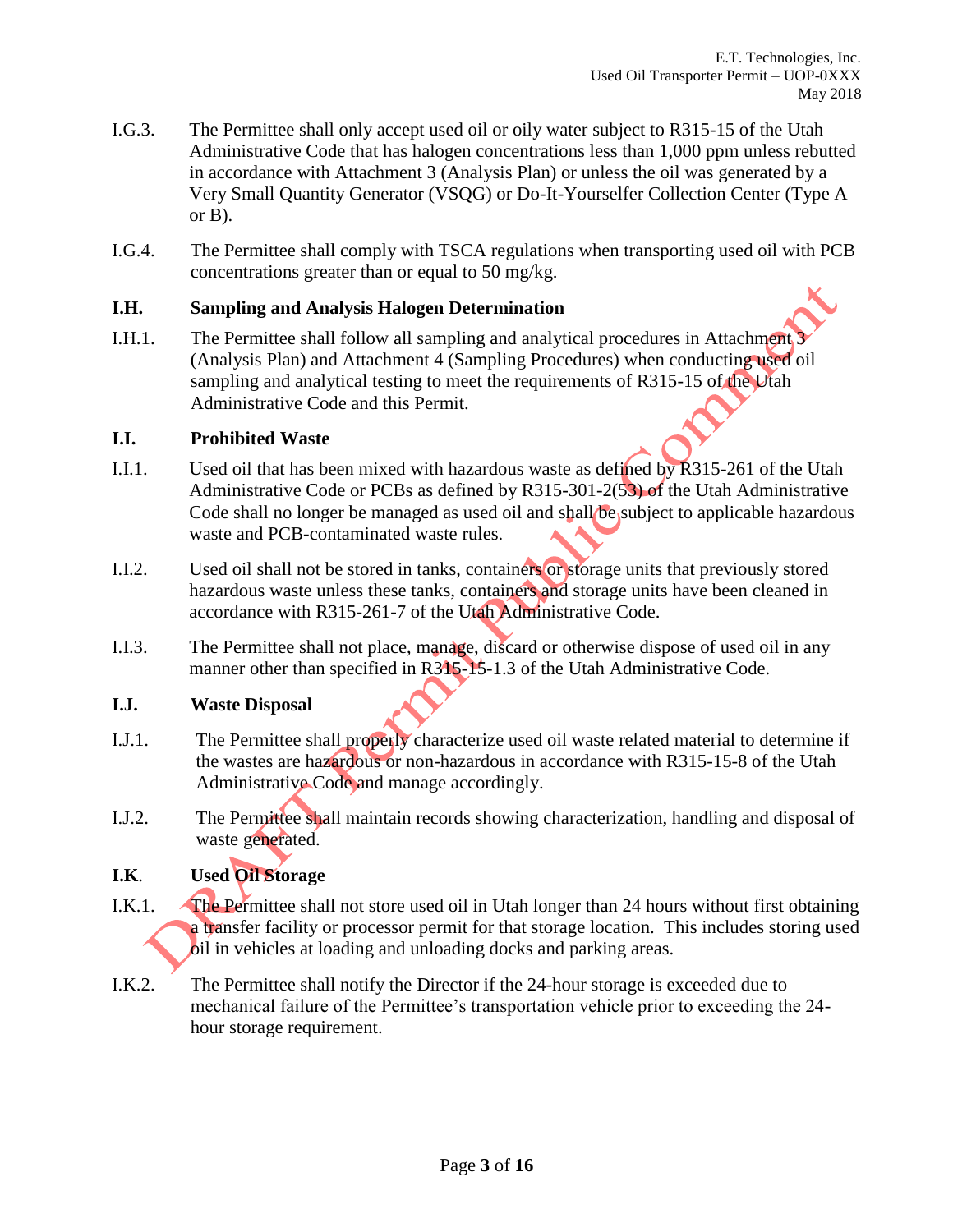I.G.3. The Permittee shall only accept used oil or oily water subject to R315-15 of the Utah Administrative Code that has halogen concentrations less than 1,000 ppm unless rebutted in accordance with Attachment 3 (Analysis Plan) or unless the oil was generated by a Very Small Quantity Generator (VSQG) or Do-It-Yourselfer Collection Center (Type A or B).

I.G.4. The Permittee shall comply with TSCA regulations when transporting used oil with PCB concentrations greater than or equal to 50 mg/kg.

**I.H. Sampling and Analysis Halogen Determination**

I.H.1. The Permittee shall follow all sampling and analytical procedures in Attachment 3 (Analysis Plan) and Attachment 4 (Sampling Procedures) when conducting used oil sampling and analytical testing to meet the requirements of R315-15 of the Utah Administrative Code and this Permit.

**I.I. Prohibited Waste**

I.I.1. Used oil that has been mixed with hazardous waste as defined by R315-261 of the Utah Administrative Code or PCBs as defined by R315-301-2(53) of the Utah Administrative Code shall no longer be managed as used oil and shall be subject to applicable hazardous waste and PCB-contaminated waste rules.

I.I.2. Used oil shall not be stored in tanks, containers or storage units that previously stored hazardous waste unless these tanks, containers and storage units have been cleaned in accordance with R315-261-7 of the Utah Administrative Code.

I.I.3. The Permittee shall not place, manage, discard or otherwise dispose of used oil in any manner other than specified in R315-15-1.3 of the Utah Administrative Code.

**I.J. Waste Disposal**

I.J.1. The Permittee shall properly characterize used oil waste related material to determine if the wastes are hazardous or non-hazardous in accordance with R315-15-8 of the Utah Administrative Code and manage accordingly.

I.J.2. The Permittee shall maintain records showing characterization, handling and disposal of waste generated.

**I.K. Used Oil Storage**

I.K.1. The Permittee shall not store used oil in Utah longer than 24 hours without first obtaining a transfer facility or processor permit for that storage location. This includes storing used oil in vehicles at loading and unloading docks and parking areas.

I.K.2. The Permittee shall notify the Director if the 24-hour storage is exceeded due to mechanical failure of the Permittee's transportation vehicle prior to exceeding the 24-hour storage requirement.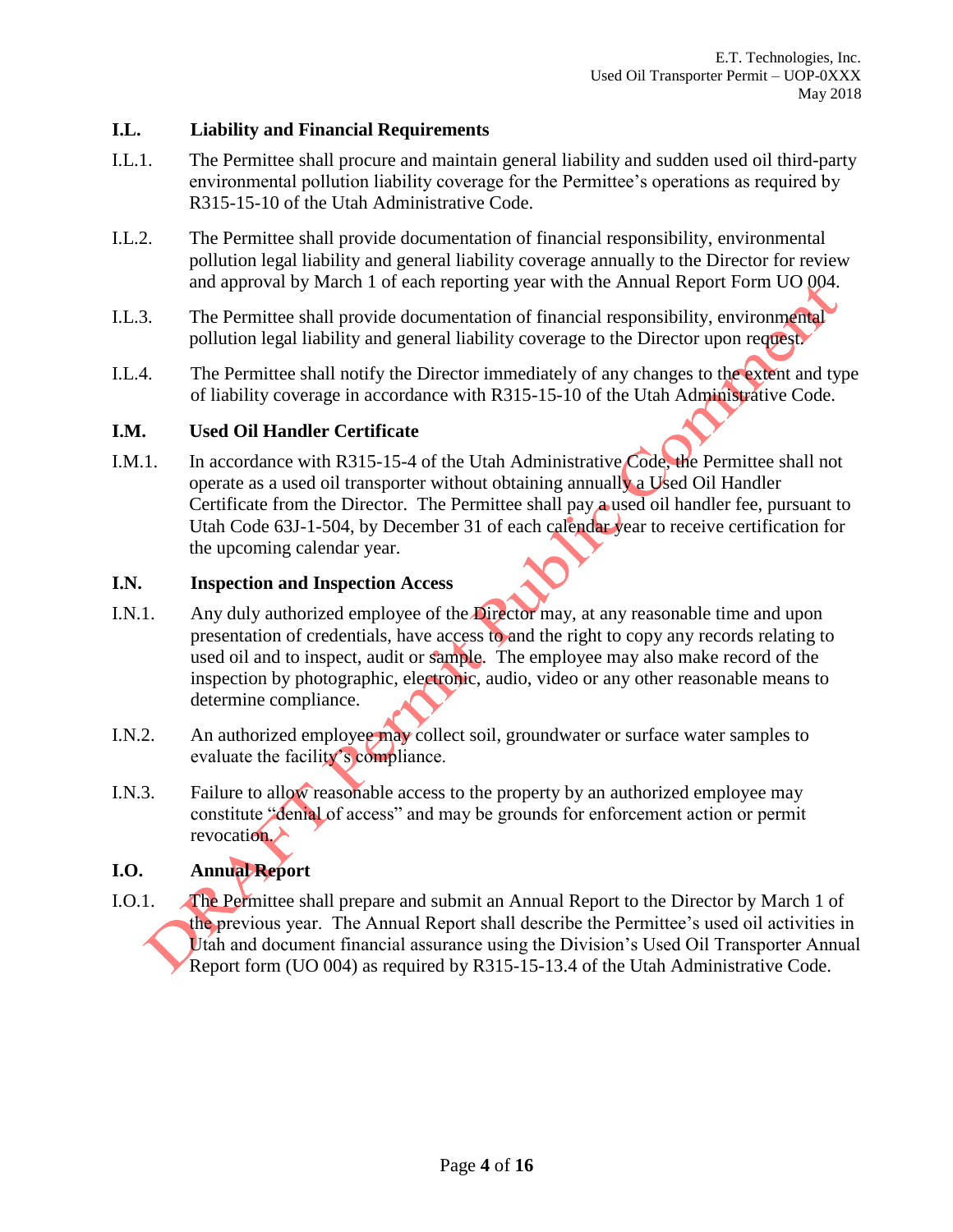### I.L. Liability and Financial Requirements

I.L.1. The Permittee shall procure and maintain general liability and sudden used oil third-party environmental pollution liability coverage for the Permittee's operations as required by R315-15-10 of the Utah Administrative Code.

I.L.2. The Permittee shall provide documentation of financial responsibility, environmental pollution legal liability and general liability coverage annually to the Director for review and approval by March 1 of each reporting year with the Annual Report Form UO 004.

I.L.3. The Permittee shall provide documentation of financial responsibility, environmental pollution legal liability and general liability coverage to the Director upon request.

I.L.4. The Permittee shall notify the Director immediately of any changes to the extent and type of liability coverage in accordance with R315-15-10 of the Utah Administrative Code.

### I.M. Used Oil Handler Certificate

I.M.1. In accordance with R315-15-4 of the Utah Administrative Code, the Permittee shall not operate as a used oil transporter without obtaining annually a Used Oil Handler Certificate from the Director. The Permittee shall pay a used oil handler fee, pursuant to Utah Code 63J-1-504, by December 31 of each calendar year to receive certification for the upcoming calendar year.

### I.N. Inspection and Inspection Access

I.N.1. Any duly authorized employee of the Director may, at any reasonable time and upon presentation of credentials, have access to and the right to copy any records relating to used oil and to inspect, audit or sample. The employee may also make record of the inspection by photographic, electronic, audio, video or any other reasonable means to determine compliance.

I.N.2. An authorized employee may collect soil, groundwater or surface water samples to evaluate the facility's compliance.

I.N.3. Failure to allow reasonable access to the property by an authorized employee may constitute "denial of access" and may be grounds for enforcement action or permit revocation.

### I.O. Annual Report

I.O.1. The Permittee shall prepare and submit an Annual Report to the Director by March 1 of the previous year. The Annual Report shall describe the Permittee's used oil activities in Utah and document financial assurance using the Division's Used Oil Transporter Annual Report form (UO 004) as required by R315-15-13.4 of the Utah Administrative Code.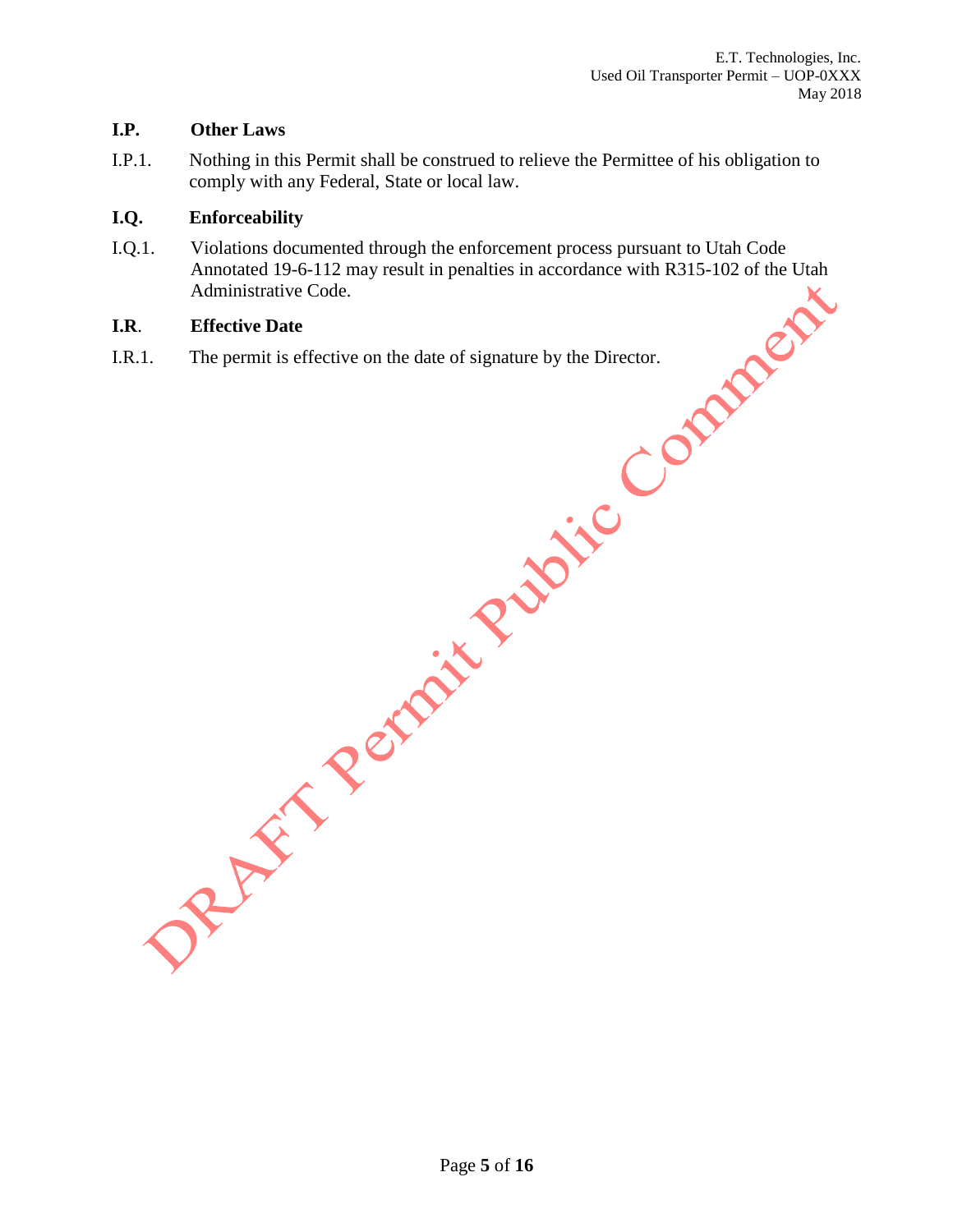### I.P. Other Laws

I.P.1. Nothing in this Permit shall be construed to relieve the Permittee of his obligation to comply with any Federal, State or local law.

### I.Q. Enforceability

I.Q.1. Violations documented through the enforcement process pursuant to Utah Code Annotated 19-6-112 may result in penalties in accordance with R315-102 of the Utah Administrative Code.

### I.R. Effective Date

I.R.1. The permit is effective on the date of signature by the Director.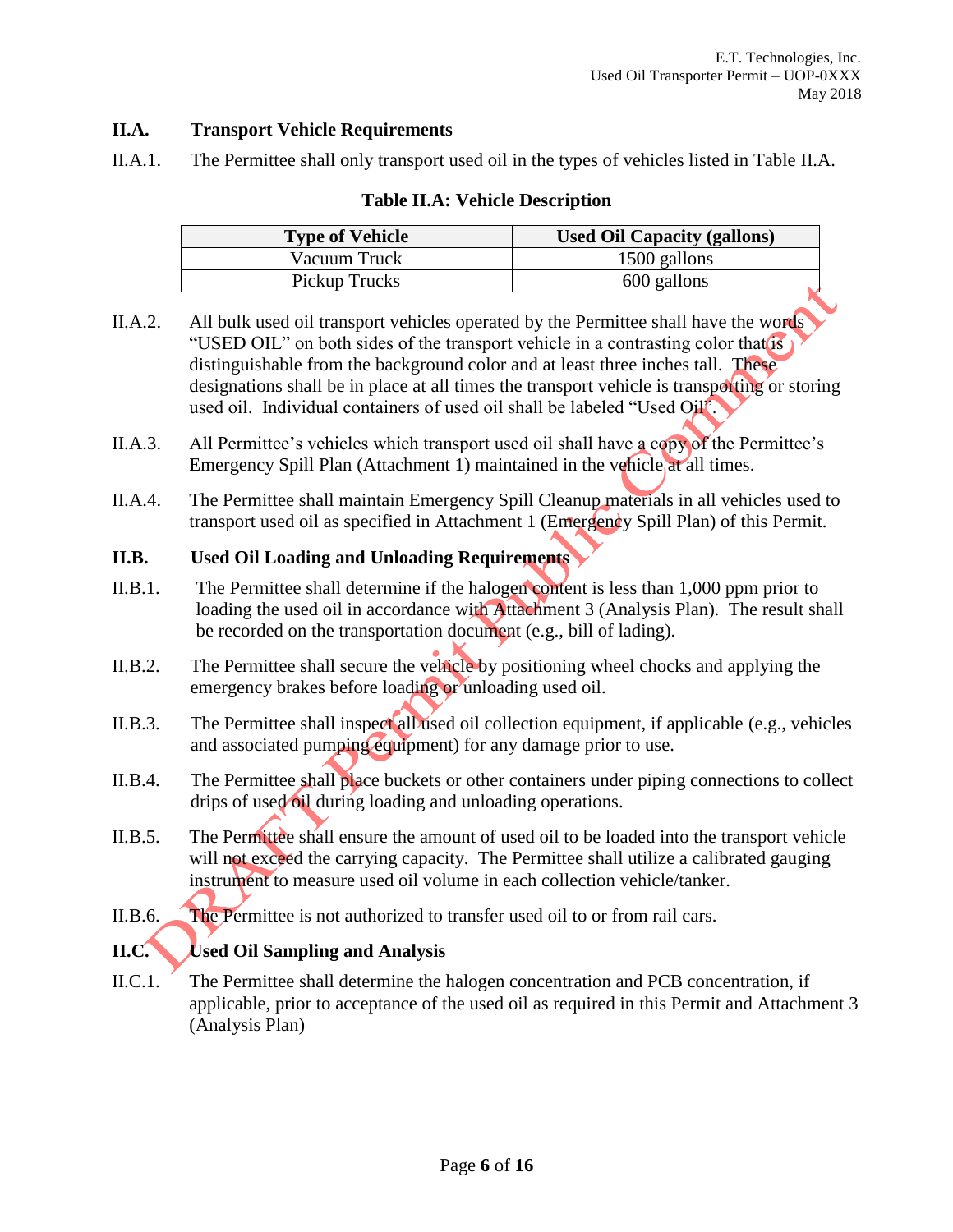## II.A. Transport Vehicle Requirements

II.A.1. The Permittee shall only transport used oil in the types of vehicles listed in Table II.A.

**Table II.A: Vehicle Description**

| Type of Vehicle | Used Oil Capacity (gallons) |
| --- | --- |
| Vacuum Truck | 1500 gallons |
| Pickup Trucks | 600 gallons |

II.A.2. All bulk used oil transport vehicles operated by the Permittee shall have the words "USED OIL" on both sides of the transport vehicle in a contrasting color that is distinguishable from the background color and at least three inches tall. These designations shall be in place at all times the transport vehicle is transporting or storing used oil. Individual containers of used oil shall be labeled "Used Oil".

II.A.3. All Permittee's vehicles which transport used oil shall have a copy of the Permittee's Emergency Spill Plan (Attachment 1) maintained in the vehicle at all times.

II.A.4. The Permittee shall maintain Emergency Spill Cleanup materials in all vehicles used to transport used oil as specified in Attachment 1 (Emergency Spill Plan) of this Permit.

## II.B. Used Oil Loading and Unloading Requirements

II.B.1. The Permittee shall determine if the halogen content is less than 1,000 ppm prior to loading the used oil in accordance with Attachment 3 (Analysis Plan). The result shall be recorded on the transportation document (e.g., bill of lading).

II.B.2. The Permittee shall secure the vehicle by positioning wheel chocks and applying the emergency brakes before loading or unloading used oil.

II.B.3. The Permittee shall inspect all used oil collection equipment, if applicable (e.g., vehicles and associated pumping equipment) for any damage prior to use.

II.B.4. The Permittee shall place buckets or other containers under piping connections to collect drips of used oil during loading and unloading operations.

II.B.5. The Permittee shall ensure the amount of used oil to be loaded into the transport vehicle will not exceed the carrying capacity. The Permittee shall utilize a calibrated gauging instrument to measure used oil volume in each collection vehicle/tanker.

II.B.6. The Permittee is not authorized to transfer used oil to or from rail cars.

## II.C. Used Oil Sampling and Analysis

II.C.1. The Permittee shall determine the halogen concentration and PCB concentration, if applicable, prior to acceptance of the used oil as required in this Permit and Attachment 3 (Analysis Plan)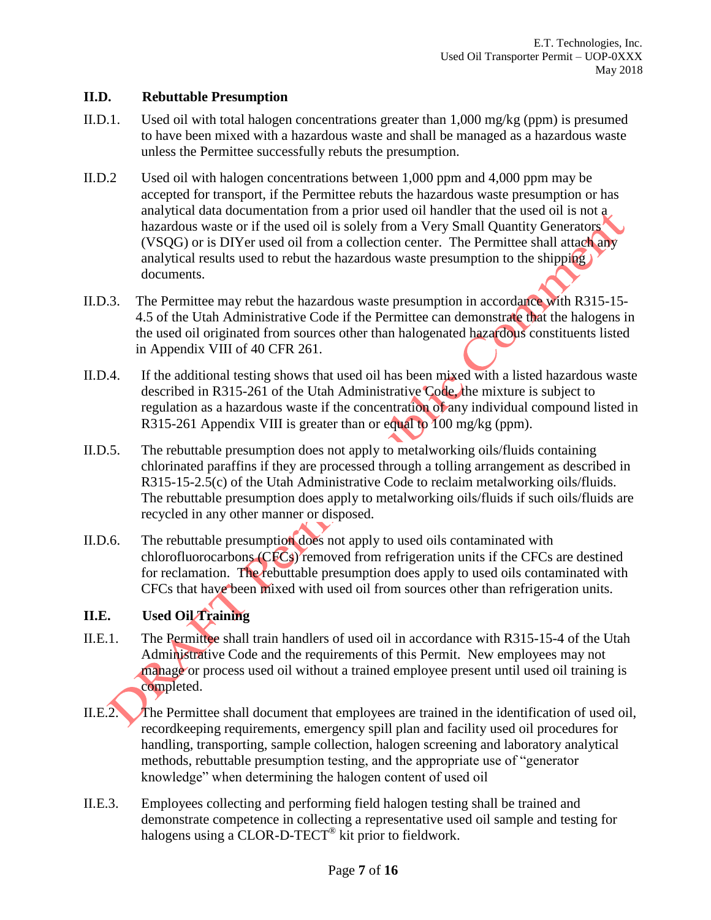### II.D. Rebuttable Presumption

II.D.1. Used oil with total halogen concentrations greater than 1,000 mg/kg (ppm) is presumed to have been mixed with a hazardous waste and shall be managed as a hazardous waste unless the Permittee successfully rebuts the presumption.

II.D.2 Used oil with halogen concentrations between 1,000 ppm and 4,000 ppm may be accepted for transport, if the Permittee rebuts the hazardous waste presumption or has analytical data documentation from a prior used oil handler that the used oil is not a hazardous waste or if the used oil is solely from a Very Small Quantity Generators (VSQG) or is DIYer used oil from a collection center. The Permittee shall attach any analytical results used to rebut the hazardous waste presumption to the shipping documents.

II.D.3. The Permittee may rebut the hazardous waste presumption in accordance with R315-15-4.5 of the Utah Administrative Code if the Permittee can demonstrate that the halogens in the used oil originated from sources other than halogenated hazardous constituents listed in Appendix VIII of 40 CFR 261.

II.D.4. If the additional testing shows that used oil has been mixed with a listed hazardous waste described in R315-261 of the Utah Administrative Code, the mixture is subject to regulation as a hazardous waste if the concentration of any individual compound listed in R315-261 Appendix VIII is greater than or equal to 100 mg/kg (ppm).

II.D.5. The rebuttable presumption does not apply to metalworking oils/fluids containing chlorinated paraffins if they are processed through a tolling arrangement as described in R315-15-2.5(c) of the Utah Administrative Code to reclaim metalworking oils/fluids. The rebuttable presumption does apply to metalworking oils/fluids if such oils/fluids are recycled in any other manner or disposed.

II.D.6. The rebuttable presumption does not apply to used oils contaminated with chlorofluorocarbons (CFCs) removed from refrigeration units if the CFCs are destined for reclamation. The rebuttable presumption does apply to used oils contaminated with CFCs that have been mixed with used oil from sources other than refrigeration units.

### II.E. Used Oil Training

II.E.1. The Permittee shall train handlers of used oil in accordance with R315-15-4 of the Utah Administrative Code and the requirements of this Permit. New employees may not manage or process used oil without a trained employee present until used oil training is completed.

II.E.2. The Permittee shall document that employees are trained in the identification of used oil, recordkeeping requirements, emergency spill plan and facility used oil procedures for handling, transporting, sample collection, halogen screening and laboratory analytical methods, rebuttable presumption testing, and the appropriate use of "generator knowledge" when determining the halogen content of used oil

II.E.3. Employees collecting and performing field halogen testing shall be trained and demonstrate competence in collecting a representative used oil sample and testing for halogens using a CLOR-D-TECT® kit prior to fieldwork.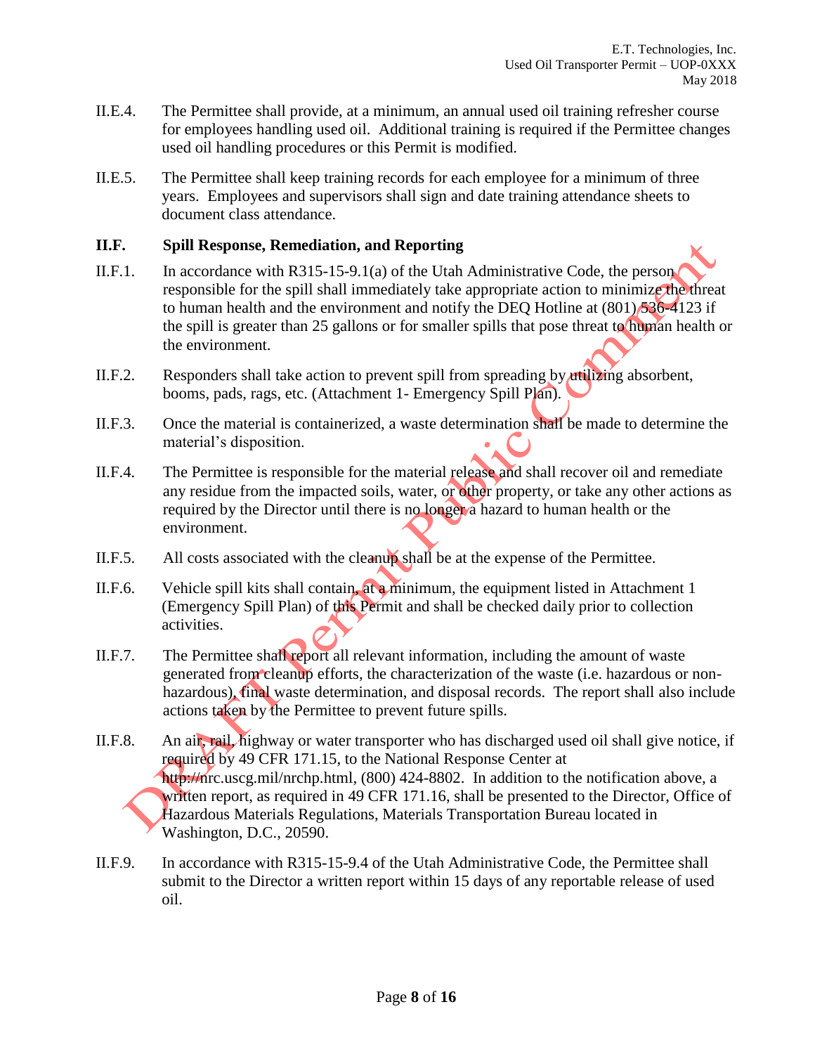II.E.4. The Permittee shall provide, at a minimum, an annual used oil training refresher course for employees handling used oil. Additional training is required if the Permittee changes used oil handling procedures or this Permit is modified.

II.E.5. The Permittee shall keep training records for each employee for a minimum of three years. Employees and supervisors shall sign and date training attendance sheets to document class attendance.

**II.F. Spill Response, Remediation, and Reporting**

II.F.1. In accordance with R315-15-9.1(a) of the Utah Administrative Code, the person responsible for the spill shall immediately take appropriate action to minimize the threat to human health and the environment and notify the DEQ Hotline at (801) 536-4123 if the spill is greater than 25 gallons or for smaller spills that pose threat to human health or the environment.

II.F.2. Responders shall take action to prevent spill from spreading by utilizing absorbent, booms, pads, rags, etc. (Attachment 1- Emergency Spill Plan).

II.F.3. Once the material is containerized, a waste determination shall be made to determine the material's disposition.

II.F.4. The Permittee is responsible for the material release and shall recover oil and remediate any residue from the impacted soils, water, or other property, or take any other actions as required by the Director until there is no longer a hazard to human health or the environment.

II.F.5. All costs associated with the cleanup shall be at the expense of the Permittee.

II.F.6. Vehicle spill kits shall contain, at a minimum, the equipment listed in Attachment 1 (Emergency Spill Plan) of this Permit and shall be checked daily prior to collection activities.

II.F.7. The Permittee shall report all relevant information, including the amount of waste generated from cleanup efforts, the characterization of the waste (i.e. hazardous or non-hazardous), final waste determination, and disposal records. The report shall also include actions taken by the Permittee to prevent future spills.

II.F.8. An air, rail, highway or water transporter who has discharged used oil shall give notice, if required by 49 CFR 171.15, to the National Response Center at http://nrc.uscg.mil/nrchp.html, (800) 424-8802. In addition to the notification above, a written report, as required in 49 CFR 171.16, shall be presented to the Director, Office of Hazardous Materials Regulations, Materials Transportation Bureau located in Washington, D.C., 20590.

II.F.9. In accordance with R315-15-9.4 of the Utah Administrative Code, the Permittee shall submit to the Director a written report within 15 days of any reportable release of used oil.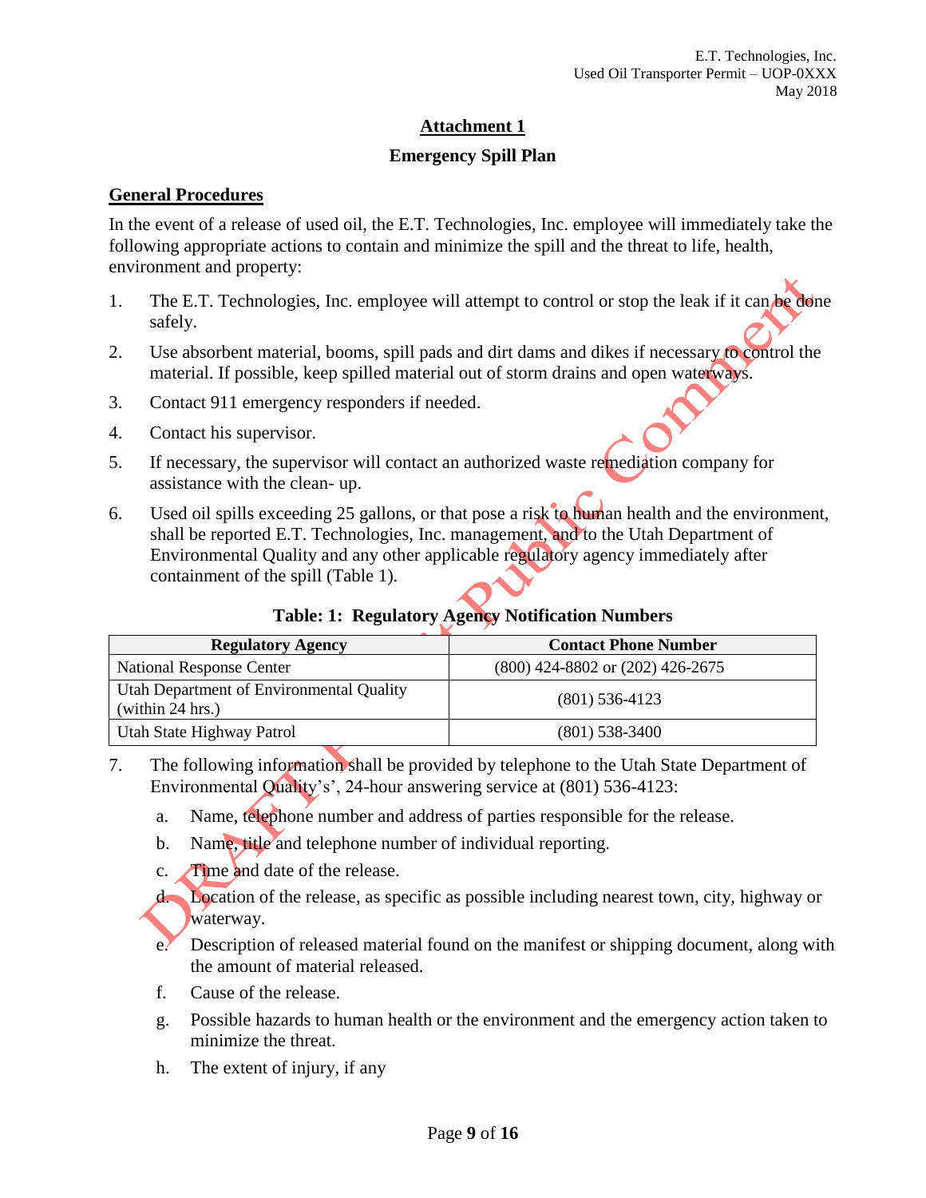## Attachment 1

### Emergency Spill Plan

### General Procedures

In the event of a release of used oil, the E.T. Technologies, Inc. employee will immediately take the following appropriate actions to contain and minimize the spill and the threat to life, health, environment and property:

1. The E.T. Technologies, Inc. employee will attempt to control or stop the leak if it can be done safely.
2. Use absorbent material, booms, spill pads and dirt dams and dikes if necessary to control the material. If possible, keep spilled material out of storm drains and open waterways.
3. Contact 911 emergency responders if needed.
4. Contact his supervisor.
5. If necessary, the supervisor will contact an authorized waste remediation company for assistance with the clean- up.
6. Used oil spills exceeding 25 gallons, or that pose a risk to human health and the environment, shall be reported E.T. Technologies, Inc. management, and to the Utah Department of Environmental Quality and any other applicable regulatory agency immediately after containment of the spill (Table 1).

**Table: 1: Regulatory Agency Notification Numbers**

| Regulatory Agency | Contact Phone Number |
| --- | --- |
| National Response Center | (800) 424-8802 or (202) 426-2675 |
| Utah Department of Environmental Quality (within 24 hrs.) | (801) 536-4123 |
| Utah State Highway Patrol | (801) 538-3400 |

7. The following information shall be provided by telephone to the Utah State Department of Environmental Quality's', 24-hour answering service at (801) 536-4123:
   a. Name, telephone number and address of parties responsible for the release.
   b. Name, title and telephone number of individual reporting.
   c. Time and date of the release.
   d. Location of the release, as specific as possible including nearest town, city, highway or waterway.
   e. Description of released material found on the manifest or shipping document, along with the amount of material released.
   f. Cause of the release.
   g. Possible hazards to human health or the environment and the emergency action taken to minimize the threat.
   h. The extent of injury, if any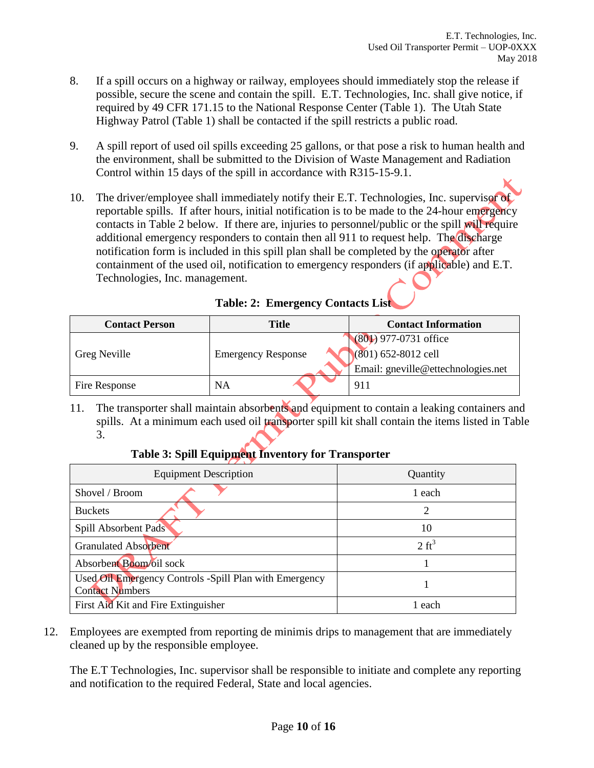8. If a spill occurs on a highway or railway, employees should immediately stop the release if possible, secure the scene and contain the spill. E.T. Technologies, Inc. shall give notice, if required by 49 CFR 171.15 to the National Response Center (Table 1). The Utah State Highway Patrol (Table 1) shall be contacted if the spill restricts a public road.

9. A spill report of used oil spills exceeding 25 gallons, or that pose a risk to human health and the environment, shall be submitted to the Division of Waste Management and Radiation Control within 15 days of the spill in accordance with R315-15-9.1.

10. The driver/employee shall immediately notify their E.T. Technologies, Inc. supervisor of reportable spills. If after hours, initial notification is to be made to the 24-hour emergency contacts in Table 2 below. If there are, injuries to personnel/public or the spill will require additional emergency responders to contain then all 911 to request help. The discharge notification form is included in this spill plan shall be completed by the operator after containment of the used oil, notification to emergency responders (if applicable) and E.T. Technologies, Inc. management.

**Table: 2: Emergency Contacts List**

| Contact Person | Title | Contact Information |
|---|---|---|
| Greg Neville | Emergency Response | (801) 977-0731 office<br>(801) 652-8012 cell<br>Email: gneville@ettechnologies.net |
| Fire Response | NA | 911 |

11. The transporter shall maintain absorbents and equipment to contain a leaking containers and spills. At a minimum each used oil transporter spill kit shall contain the items listed in Table 3.

**Table 3: Spill Equipment Inventory for Transporter**

| Equipment Description | Quantity |
|---|---|
| Shovel / Broom | 1 each |
| Buckets | 2 |
| Spill Absorbent Pads | 10 |
| Granulated Absorbent | 2 $ft^3$ |
| Absorbent Boom/oil sock | 1 |
| Used Oil Emergency Controls -Spill Plan with Emergency Contact Numbers | 1 |
| First Aid Kit and Fire Extinguisher | 1 each |

12. Employees are exempted from reporting de minimis drips to management that are immediately cleaned up by the responsible employee.

The E.T Technologies, Inc. supervisor shall be responsible to initiate and complete any reporting and notification to the required Federal, State and local agencies.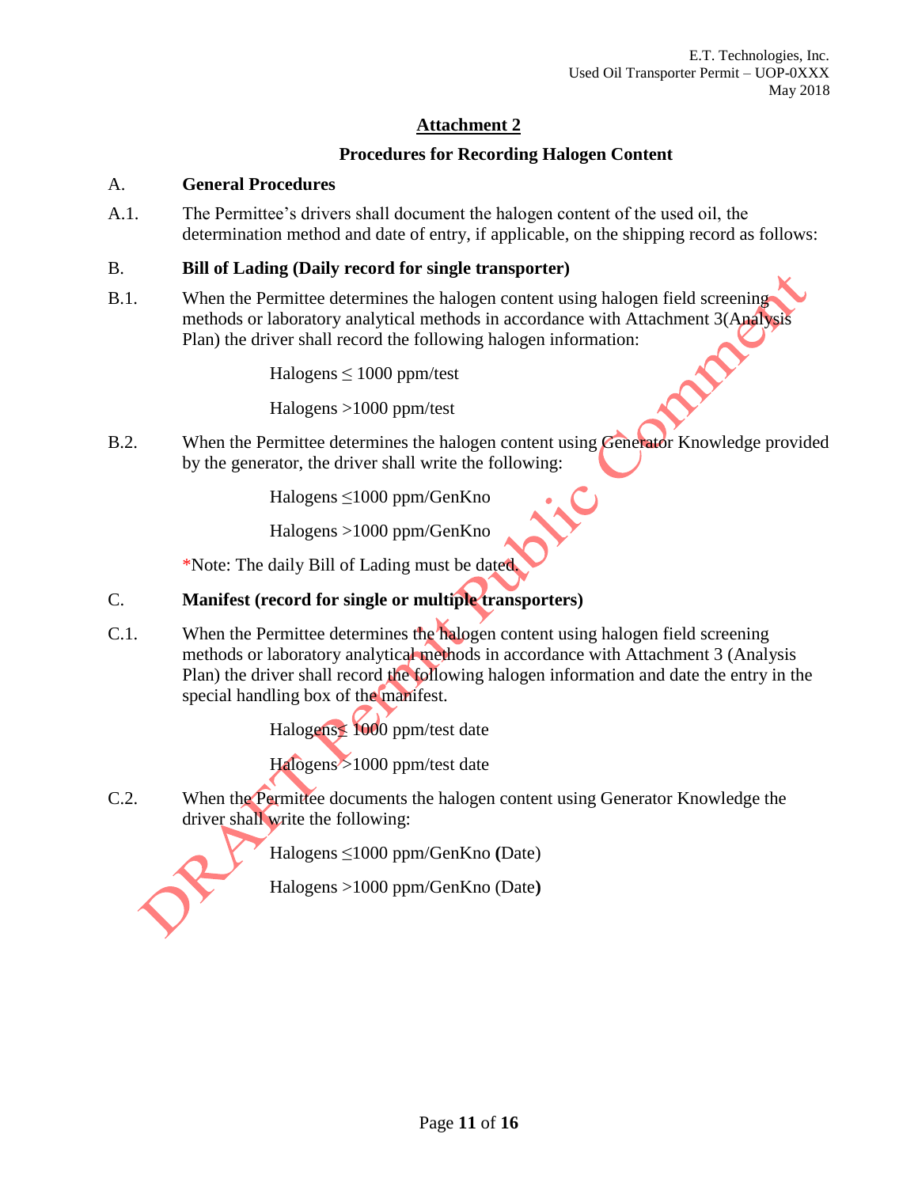## Attachment 2

### Procedures for Recording Halogen Content

A. **General Procedures**

A.1. The Permittee's drivers shall document the halogen content of the used oil, the determination method and date of entry, if applicable, on the shipping record as follows:

B. **Bill of Lading (Daily record for single transporter)**

B.1. When the Permittee determines the halogen content using halogen field screening methods or laboratory analytical methods in accordance with Attachment 3(Analysis Plan) the driver shall record the following halogen information:

Halogens ≤ 1000 ppm/test

Halogens >1000 ppm/test

B.2. When the Permittee determines the halogen content using Generator Knowledge provided by the generator, the driver shall write the following:

Halogens ≤1000 ppm/GenKno

Halogens >1000 ppm/GenKno

*Note: The daily Bill of Lading must be dated.

C. **Manifest (record for single or multiple transporters)**

C.1. When the Permittee determines the halogen content using halogen field screening methods or laboratory analytical methods in accordance with Attachment 3 (Analysis Plan) the driver shall record the following halogen information and date the entry in the special handling box of the manifest.

Halogens≤ 1000 ppm/test date

Halogens >1000 ppm/test date

C.2. When the Permittee documents the halogen content using Generator Knowledge the driver shall write the following:

Halogens ≤1000 ppm/GenKno **(**Date)

Halogens >1000 ppm/GenKno (Date**)**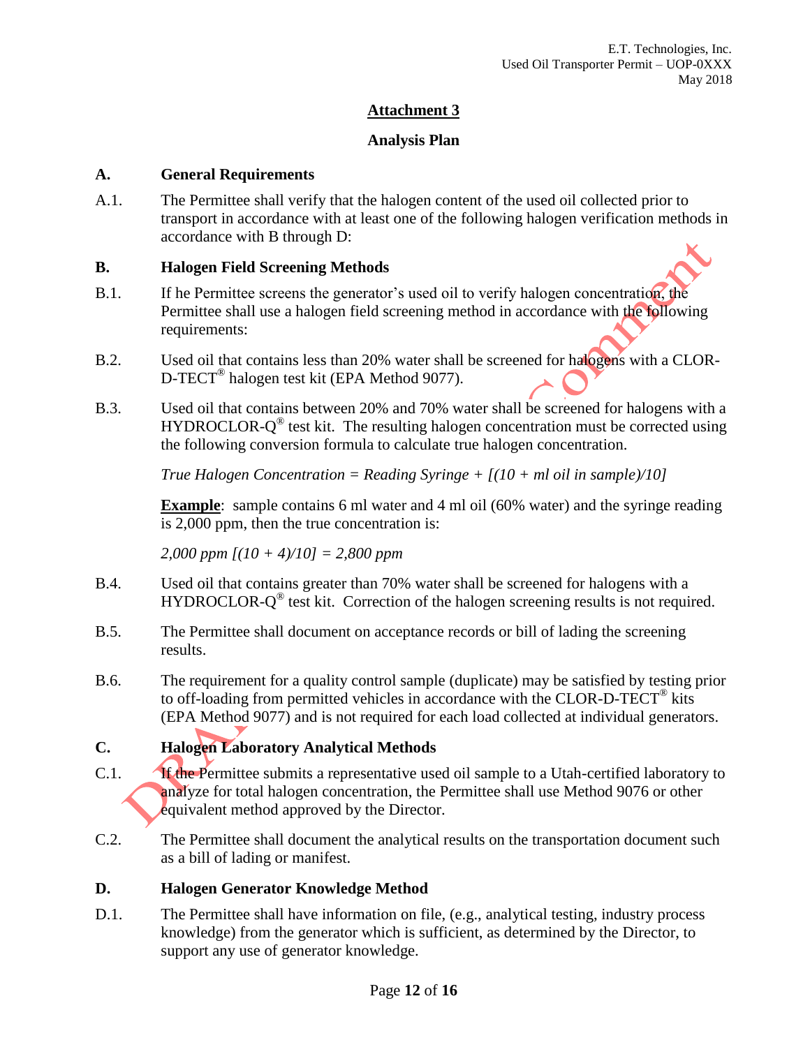## Attachment 3

## Analysis Plan

### A. General Requirements

A.1. The Permittee shall verify that the halogen content of the used oil collected prior to transport in accordance with at least one of the following halogen verification methods in accordance with B through D:

### B. Halogen Field Screening Methods

B.1. If he Permittee screens the generator's used oil to verify halogen concentration, the Permittee shall use a halogen field screening method in accordance with the following requirements:

B.2. Used oil that contains less than 20% water shall be screened for halogens with a CLOR-D-TECT® halogen test kit (EPA Method 9077).

B.3. Used oil that contains between 20% and 70% water shall be screened for halogens with a HYDROCLOR-Q® test kit. The resulting halogen concentration must be corrected using the following conversion formula to calculate true halogen concentration.

*True Halogen Concentration = Reading Syringe + [(10 + ml oil in sample)/10]*

**Example**: sample contains 6 ml water and 4 ml oil (60% water) and the syringe reading is 2,000 ppm, then the true concentration is:

*2,000 ppm [(10 + 4)/10] = 2,800 ppm*

B.4. Used oil that contains greater than 70% water shall be screened for halogens with a HYDROCLOR-Q® test kit. Correction of the halogen screening results is not required.

B.5. The Permittee shall document on acceptance records or bill of lading the screening results.

B.6. The requirement for a quality control sample (duplicate) may be satisfied by testing prior to off-loading from permitted vehicles in accordance with the CLOR-D-TECT® kits (EPA Method 9077) and is not required for each load collected at individual generators.

### C. Halogen Laboratory Analytical Methods

C.1. If the Permittee submits a representative used oil sample to a Utah-certified laboratory to analyze for total halogen concentration, the Permittee shall use Method 9076 or other equivalent method approved by the Director.

C.2. The Permittee shall document the analytical results on the transportation document such as a bill of lading or manifest.

### D. Halogen Generator Knowledge Method

D.1. The Permittee shall have information on file, (e.g., analytical testing, industry process knowledge) from the generator which is sufficient, as determined by the Director, to support any use of generator knowledge.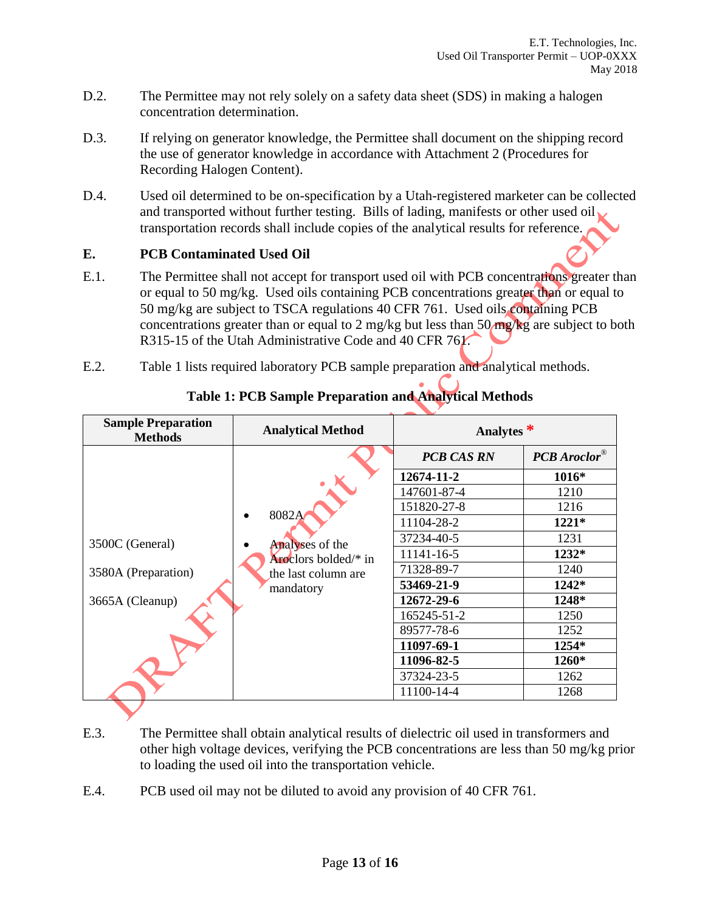D.2. The Permittee may not rely solely on a safety data sheet (SDS) in making a halogen concentration determination.

D.3. If relying on generator knowledge, the Permittee shall document on the shipping record the use of generator knowledge in accordance with Attachment 2 (Procedures for Recording Halogen Content).

D.4. Used oil determined to be on-specification by a Utah-registered marketer can be collected and transported without further testing. Bills of lading, manifests or other used oil transportation records shall include copies of the analytical results for reference.

## E. PCB Contaminated Used Oil

E.1. The Permittee shall not accept for transport used oil with PCB concentrations greater than or equal to 50 mg/kg. Used oils containing PCB concentrations greater than or equal to 50 mg/kg are subject to TSCA regulations 40 CFR 761. Used oils containing PCB concentrations greater than or equal to 2 mg/kg but less than 50 mg/kg are subject to both R315-15 of the Utah Administrative Code and 40 CFR 761.

E.2. Table 1 lists required laboratory PCB sample preparation and analytical methods.

**Table 1: PCB Sample Preparation and Analytical Methods**

| Sample Preparation Methods | Analytical Method | Analytes * | |
|---|---|---|---|
| | | ***PCB CAS RN*** | ***PCB Aroclor®*** |
| 3500C (General)<br><br>3580A (Preparation)<br><br>3665A (Cleanup) | • 8082A<br>• Analyses of the Aroclors bolded/* in the last column are mandatory | **12674-11-2** | **1016*** |
| | | 147601-87-4 | 1210 |
| | | 151820-27-8 | 1216 |
| | | 11104-28-2 | **1221*** |
| | | 37234-40-5 | 1231 |
| | | 11141-16-5 | **1232*** |
| | | 71328-89-7 | 1240 |
| | | **53469-21-9** | **1242*** |
| | | **12672-29-6** | **1248*** |
| | | 165245-51-2 | 1250 |
| | | 89577-78-6 | 1252 |
| | | **11097-69-1** | **1254*** |
| | | **11096-82-5** | **1260*** |
| | | 37324-23-5 | 1262 |
| | | 11100-14-4 | 1268 |

E.3. The Permittee shall obtain analytical results of dielectric oil used in transformers and other high voltage devices, verifying the PCB concentrations are less than 50 mg/kg prior to loading the used oil into the transportation vehicle.

E.4. PCB used oil may not be diluted to avoid any provision of 40 CFR 761.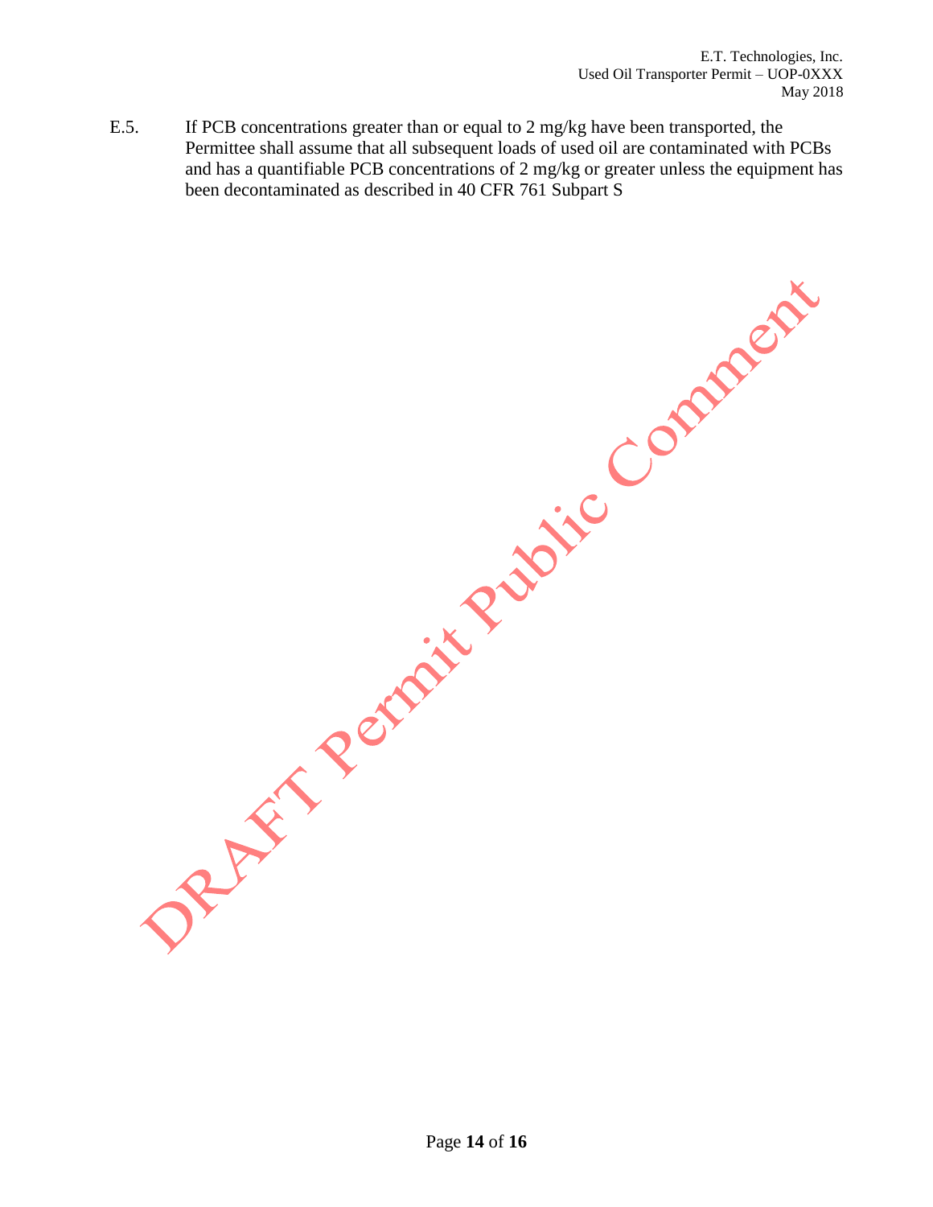E.5. If PCB concentrations greater than or equal to 2 mg/kg have been transported, the Permittee shall assume that all subsequent loads of used oil are contaminated with PCBs and has a quantifiable PCB concentrations of 2 mg/kg or greater unless the equipment has been decontaminated as described in 40 CFR 761 Subpart S

DRAFT Permit Public Comment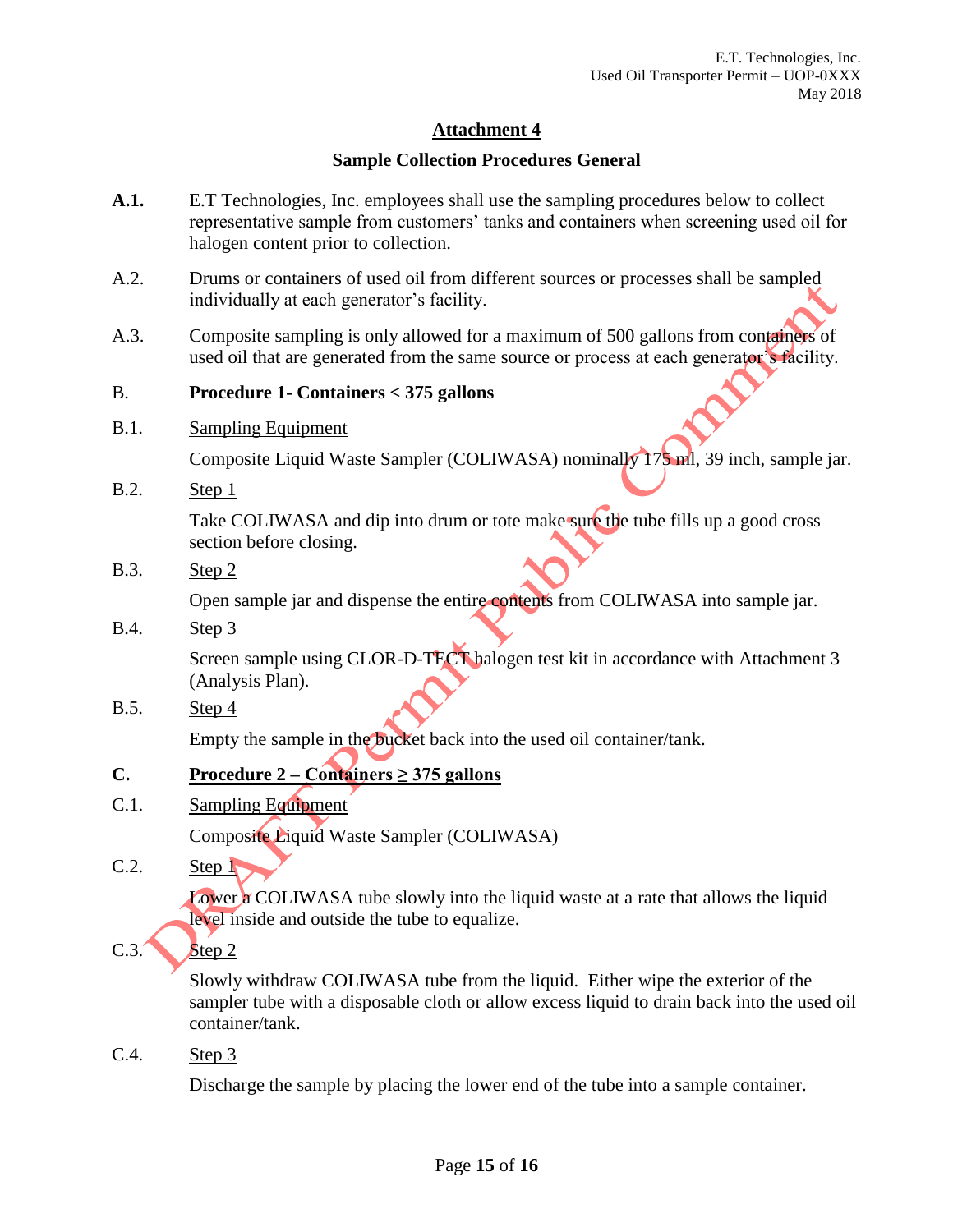## Attachment 4

### Sample Collection Procedures General

**A.1.** E.T Technologies, Inc. employees shall use the sampling procedures below to collect representative sample from customers' tanks and containers when screening used oil for halogen content prior to collection.

A.2. Drums or containers of used oil from different sources or processes shall be sampled individually at each generator's facility.

A.3. Composite sampling is only allowed for a maximum of 500 gallons from containers of used oil that are generated from the same source or process at each generator's facility.

B. **Procedure 1- Containers < 375 gallons**

B.1. Sampling Equipment

Composite Liquid Waste Sampler (COLIWASA) nominally 175 ml, 39 inch, sample jar.

B.2. Step 1

Take COLIWASA and dip into drum or tote make sure the tube fills up a good cross section before closing.

B.3. Step 2

Open sample jar and dispense the entire contents from COLIWASA into sample jar.

B.4. Step 3

Screen sample using CLOR-D-TECT halogen test kit in accordance with Attachment 3 (Analysis Plan).

B.5. Step 4

Empty the sample in the bucket back into the used oil container/tank.

**C. Procedure 2 – Containers ≥ 375 gallons**

C.1. Sampling Equipment

Composite Liquid Waste Sampler (COLIWASA)

C.2. Step 1

Lower a COLIWASA tube slowly into the liquid waste at a rate that allows the liquid level inside and outside the tube to equalize.

C.3. Step 2

Slowly withdraw COLIWASA tube from the liquid. Either wipe the exterior of the sampler tube with a disposable cloth or allow excess liquid to drain back into the used oil container/tank.

C.4. Step 3

Discharge the sample by placing the lower end of the tube into a sample container.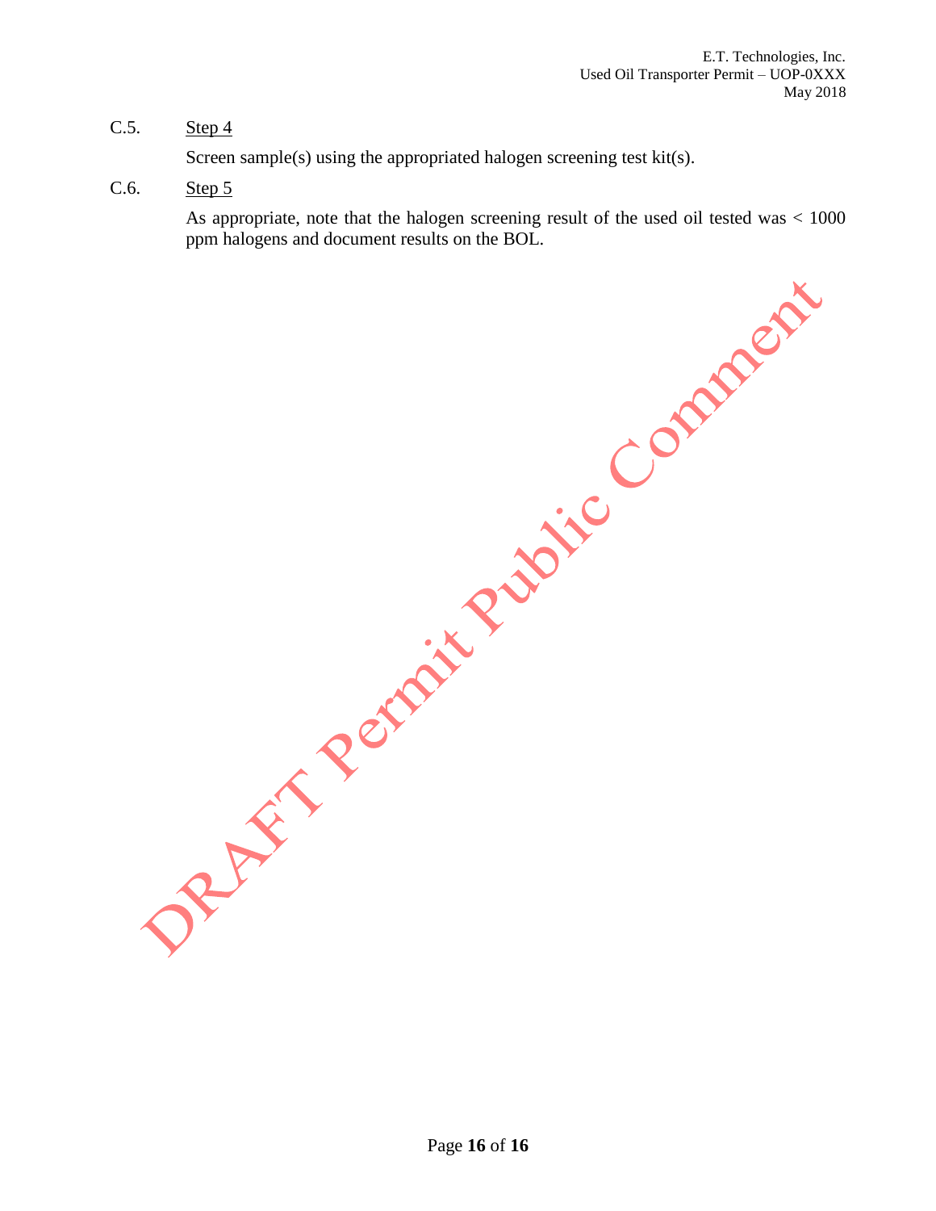C.5. Step 4

Screen sample(s) using the appropriated halogen screening test kit(s).

C.6. Step 5

As appropriate, note that the halogen screening result of the used oil tested was < 1000 ppm halogens and document results on the BOL.

DRAFT Permit Public Comment